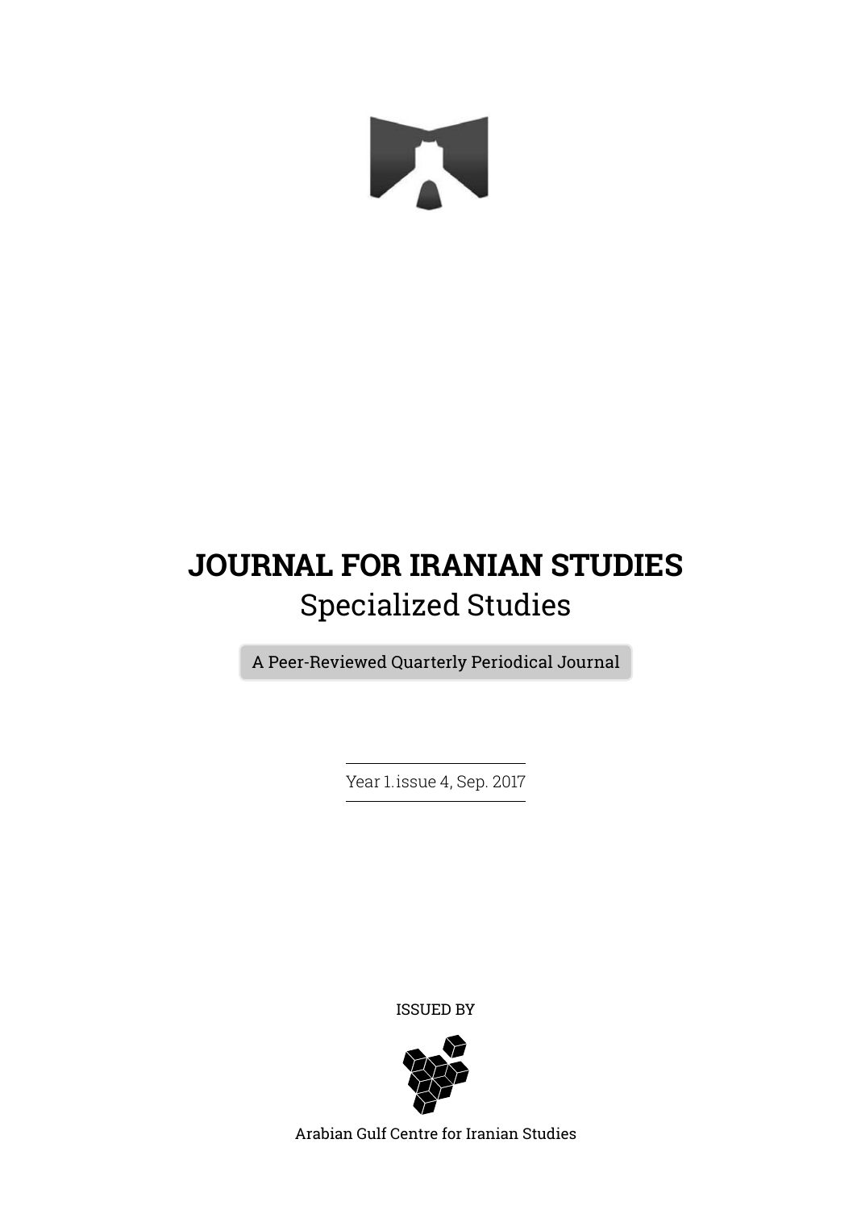# JOURNAL FOR IRANIAN STUDIES

## Specialized Studies

A Peer-Reviewed Quarterly Periodical Journal

Year 1.issue 4, Sep. 2017

ISSUED BY

Arabian Gulf Centre for Iranian Studies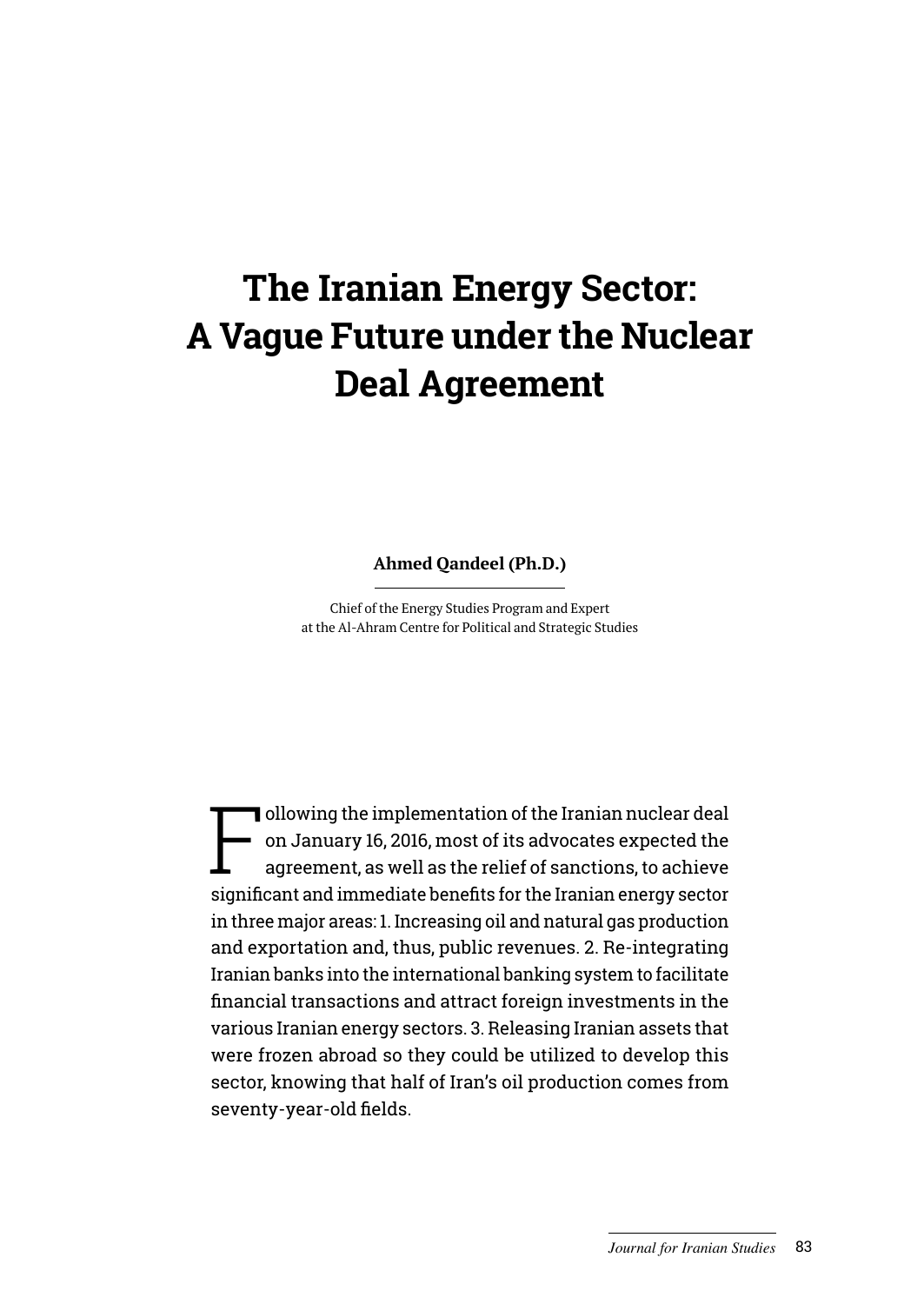# The Iranian Energy Sector: A Vague Future under the Nuclear Deal Agreement

**Ahmed Qandeel (Ph.D.)**

Chief of the Energy Studies Program and Expert
at the Al-Ahram Centre for Political and Strategic Studies

Following the implementation of the Iranian nuclear deal on January 16, 2016, most of its advocates expected the agreement, as well as the relief of sanctions, to achieve significant and immediate benefits for the Iranian energy sector in three major areas: 1. Increasing oil and natural gas production and exportation and, thus, public revenues. 2. Re-integrating Iranian banks into the international banking system to facilitate financial transactions and attract foreign investments in the various Iranian energy sectors. 3. Releasing Iranian assets that were frozen abroad so they could be utilized to develop this sector, knowing that half of Iran's oil production comes from seventy-year-old fields.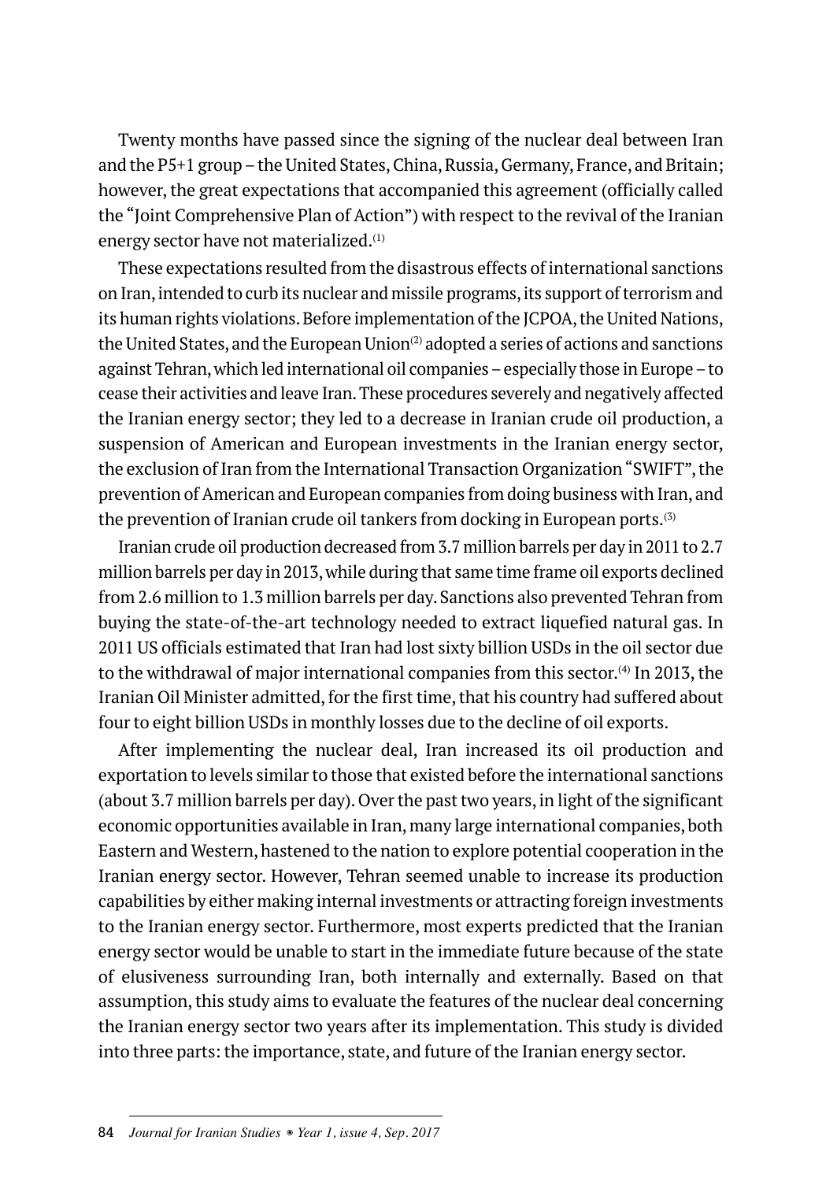Twenty months have passed since the signing of the nuclear deal between Iran and the P5+1 group – the United States, China, Russia, Germany, France, and Britain; however, the great expectations that accompanied this agreement (officially called the "Joint Comprehensive Plan of Action") with respect to the revival of the Iranian energy sector have not materialized.[1]

These expectations resulted from the disastrous effects of international sanctions on Iran, intended to curb its nuclear and missile programs, its support of terrorism and its human rights violations. Before implementation of the JCPOA, the United Nations, the United States, and the European Union[2] adopted a series of actions and sanctions against Tehran, which led international oil companies – especially those in Europe – to cease their activities and leave Iran. These procedures severely and negatively affected the Iranian energy sector; they led to a decrease in Iranian crude oil production, a suspension of American and European investments in the Iranian energy sector, the exclusion of Iran from the International Transaction Organization "SWIFT", the prevention of American and European companies from doing business with Iran, and the prevention of Iranian crude oil tankers from docking in European ports.[3]

Iranian crude oil production decreased from 3.7 million barrels per day in 2011 to 2.7 million barrels per day in 2013, while during that same time frame oil exports declined from 2.6 million to 1.3 million barrels per day. Sanctions also prevented Tehran from buying the state-of-the-art technology needed to extract liquefied natural gas. In 2011 US officials estimated that Iran had lost sixty billion USDs in the oil sector due to the withdrawal of major international companies from this sector.[4] In 2013, the Iranian Oil Minister admitted, for the first time, that his country had suffered about four to eight billion USDs in monthly losses due to the decline of oil exports.

After implementing the nuclear deal, Iran increased its oil production and exportation to levels similar to those that existed before the international sanctions (about 3.7 million barrels per day). Over the past two years, in light of the significant economic opportunities available in Iran, many large international companies, both Eastern and Western, hastened to the nation to explore potential cooperation in the Iranian energy sector. However, Tehran seemed unable to increase its production capabilities by either making internal investments or attracting foreign investments to the Iranian energy sector. Furthermore, most experts predicted that the Iranian energy sector would be unable to start in the immediate future because of the state of elusiveness surrounding Iran, both internally and externally. Based on that assumption, this study aims to evaluate the features of the nuclear deal concerning the Iranian energy sector two years after its implementation. This study is divided into three parts: the importance, state, and future of the Iranian energy sector.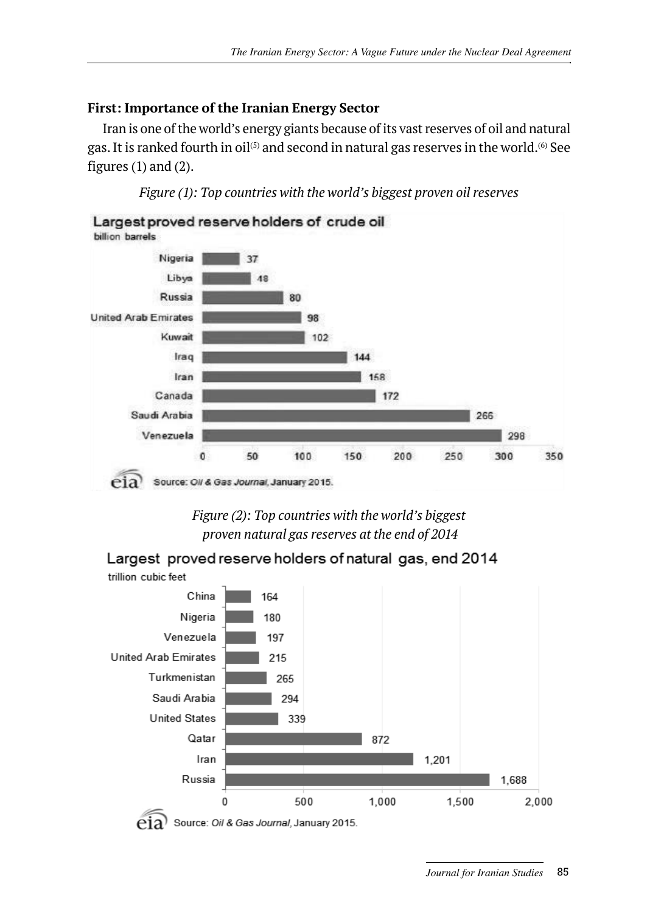### First: Importance of the Iranian Energy Sector

Iran is one of the world's energy giants because of its vast reserves of oil and natural gas. It is ranked fourth in oil[5] and second in natural gas reserves in the world.[6] See figures (1) and (2).

*Figure (1): Top countries with the world's biggest proven oil reserves*

**Largest proved reserve holders of crude oil**
billion barrels

| Country | Reserves |
|---|---|
| Nigeria | 37 |
| Libya | 48 |
| Russia | 80 |
| United Arab Emirates | 98 |
| Kuwait | 102 |
| Iraq | 144 |
| Iran | 158 |
| Canada | 172 |
| Saudi Arabia | 266 |
| Venezuela | 298 |

Source: *Oil & Gas Journal*, January 2015.

*Figure (2): Top countries with the world's biggest proven natural gas reserves at the end of 2014*

**Largest proved reserve holders of natural gas, end 2014**
trillion cubic feet

| Country | Reserves |
|---|---|
| China | 164 |
| Nigeria | 180 |
| Venezuela | 197 |
| United Arab Emirates | 215 |
| Turkmenistan | 265 |
| Saudi Arabia | 294 |
| United States | 339 |
| Qatar | 872 |
| Iran | 1,201 |
| Russia | 1,688 |

Source: *Oil & Gas Journal*, January 2015.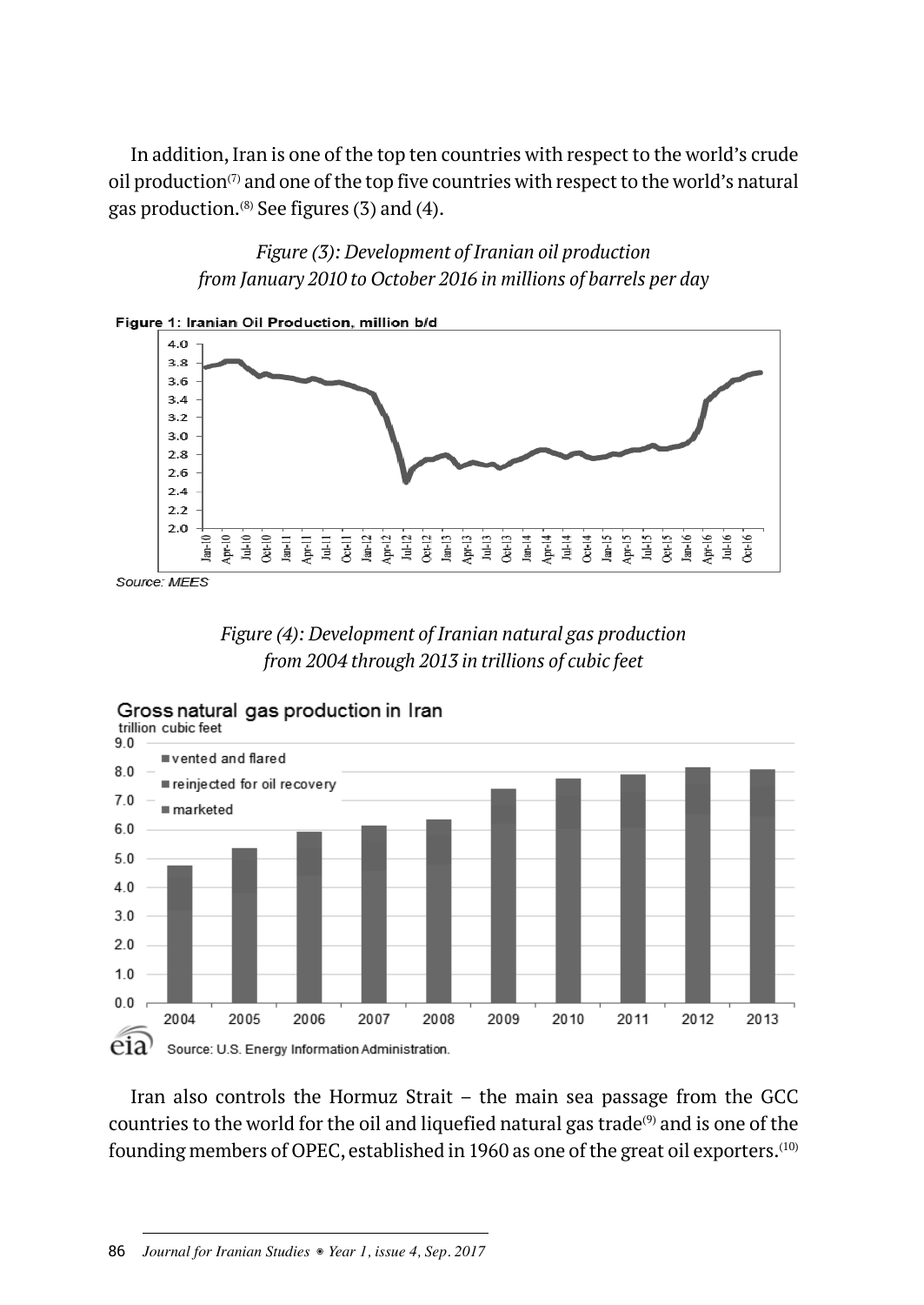In addition, Iran is one of the top ten countries with respect to the world's crude oil production[7] and one of the top five countries with respect to the world's natural gas production.[8] See figures (3) and (4).

*Figure (3): Development of Iranian oil production from January 2010 to October 2016 in millions of barrels per day*

*Figure (4): Development of Iranian natural gas production from 2004 through 2013 in trillions of cubic feet*

Iran also controls the Hormuz Strait – the main sea passage from the GCC countries to the world for the oil and liquefied natural gas trade[9] and is one of the founding members of OPEC, established in 1960 as one of the great oil exporters.[10]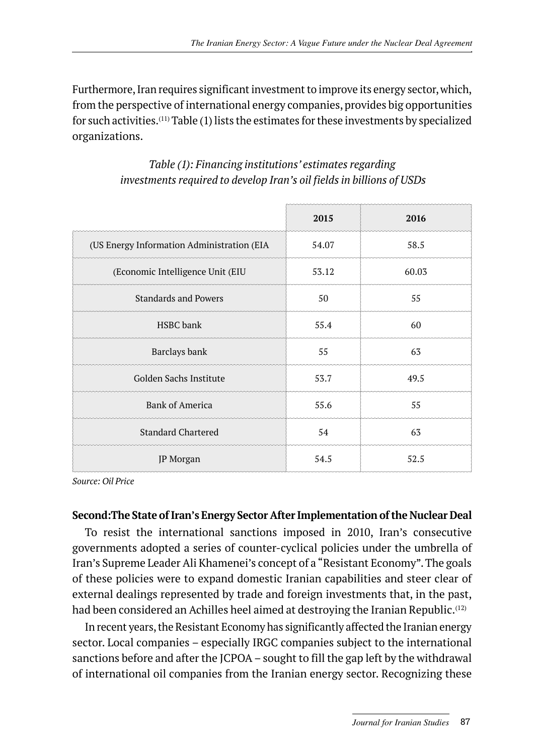Furthermore, Iran requires significant investment to improve its energy sector, which, from the perspective of international energy companies, provides big opportunities for such activities.[11] Table (1) lists the estimates for these investments by specialized organizations.

*Table (1): Financing institutions' estimates regarding investments required to develop Iran's oil fields in billions of USDs*

| | 2015 | 2016 |
|---|---|---|
| (US Energy Information Administration (EIA | 54.07 | 58.5 |
| (Economic Intelligence Unit (EIU | 53.12 | 60.03 |
| Standards and Powers | 50 | 55 |
| HSBC bank | 55.4 | 60 |
| Barclays bank | 55 | 63 |
| Golden Sachs Institute | 53.7 | 49.5 |
| Bank of America | 55.6 | 55 |
| Standard Chartered | 54 | 63 |
| JP Morgan | 54.5 | 52.5 |

*Source: Oil Price*

**Second:The State of Iran's Energy Sector After Implementation of the Nuclear Deal**

To resist the international sanctions imposed in 2010, Iran's consecutive governments adopted a series of counter-cyclical policies under the umbrella of Iran's Supreme Leader Ali Khamenei's concept of a "Resistant Economy". The goals of these policies were to expand domestic Iranian capabilities and steer clear of external dealings represented by trade and foreign investments that, in the past, had been considered an Achilles heel aimed at destroying the Iranian Republic.[12]

In recent years, the Resistant Economy has significantly affected the Iranian energy sector. Local companies – especially IRGC companies subject to the international sanctions before and after the JCPOA – sought to fill the gap left by the withdrawal of international oil companies from the Iranian energy sector. Recognizing these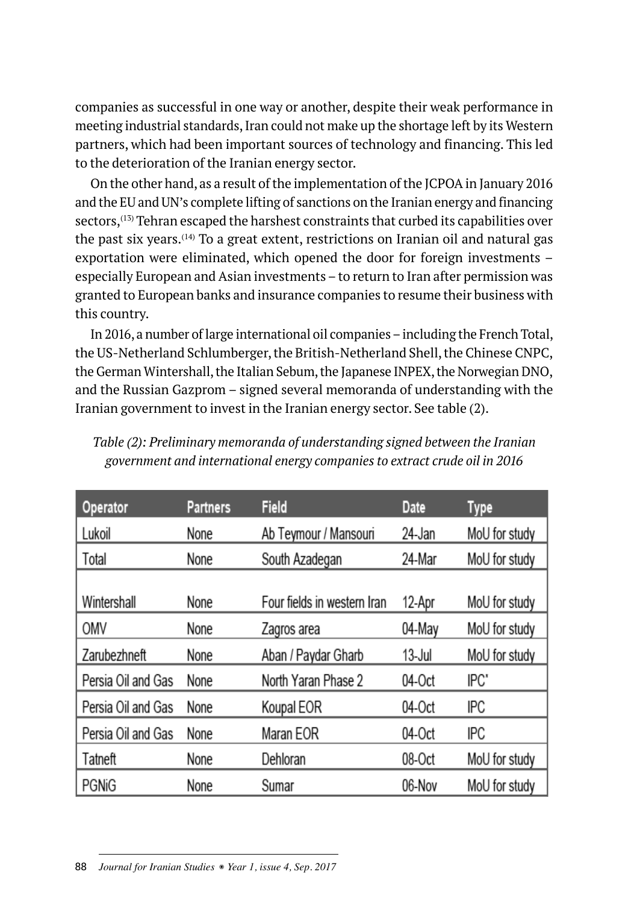companies as successful in one way or another, despite their weak performance in meeting industrial standards, Iran could not make up the shortage left by its Western partners, which had been important sources of technology and financing. This led to the deterioration of the Iranian energy sector.

On the other hand, as a result of the implementation of the JCPOA in January 2016 and the EU and UN's complete lifting of sanctions on the Iranian energy and financing sectors,(13) Tehran escaped the harshest constraints that curbed its capabilities over the past six years.(14) To a great extent, restrictions on Iranian oil and natural gas exportation were eliminated, which opened the door for foreign investments – especially European and Asian investments – to return to Iran after permission was granted to European banks and insurance companies to resume their business with this country.

In 2016, a number of large international oil companies – including the French Total, the US-Netherland Schlumberger, the British-Netherland Shell, the Chinese CNPC, the German Wintershall, the Italian Sebum, the Japanese INPEX, the Norwegian DNO, and the Russian Gazprom – signed several memoranda of understanding with the Iranian government to invest in the Iranian energy sector. See table (2).

*Table (2): Preliminary memoranda of understanding signed between the Iranian government and international energy companies to extract crude oil in 2016*

| Operator | Partners | Field | Date | Type |
|---|---|---|---|---|
| Lukoil | None | Ab Teymour / Mansouri | 24-Jan | MoU for study |
| Total | None | South Azadegan | 24-Mar | MoU for study |
| Wintershall | None | Four fields in western Iran | 12-Apr | MoU for study |
| OMV | None | Zagros area | 04-May | MoU for study |
| Zarubezhneft | None | Aban / Paydar Gharb | 13-Jul | MoU for study |
| Persia Oil and Gas | None | North Yaran Phase 2 | 04-Oct | IPC* |
| Persia Oil and Gas | None | Koupal EOR | 04-Oct | IPC |
| Persia Oil and Gas | None | Maran EOR | 04-Oct | IPC |
| Tatneft | None | Dehloran | 08-Oct | MoU for study |
| PGNiG | None | Sumar | 06-Nov | MoU for study |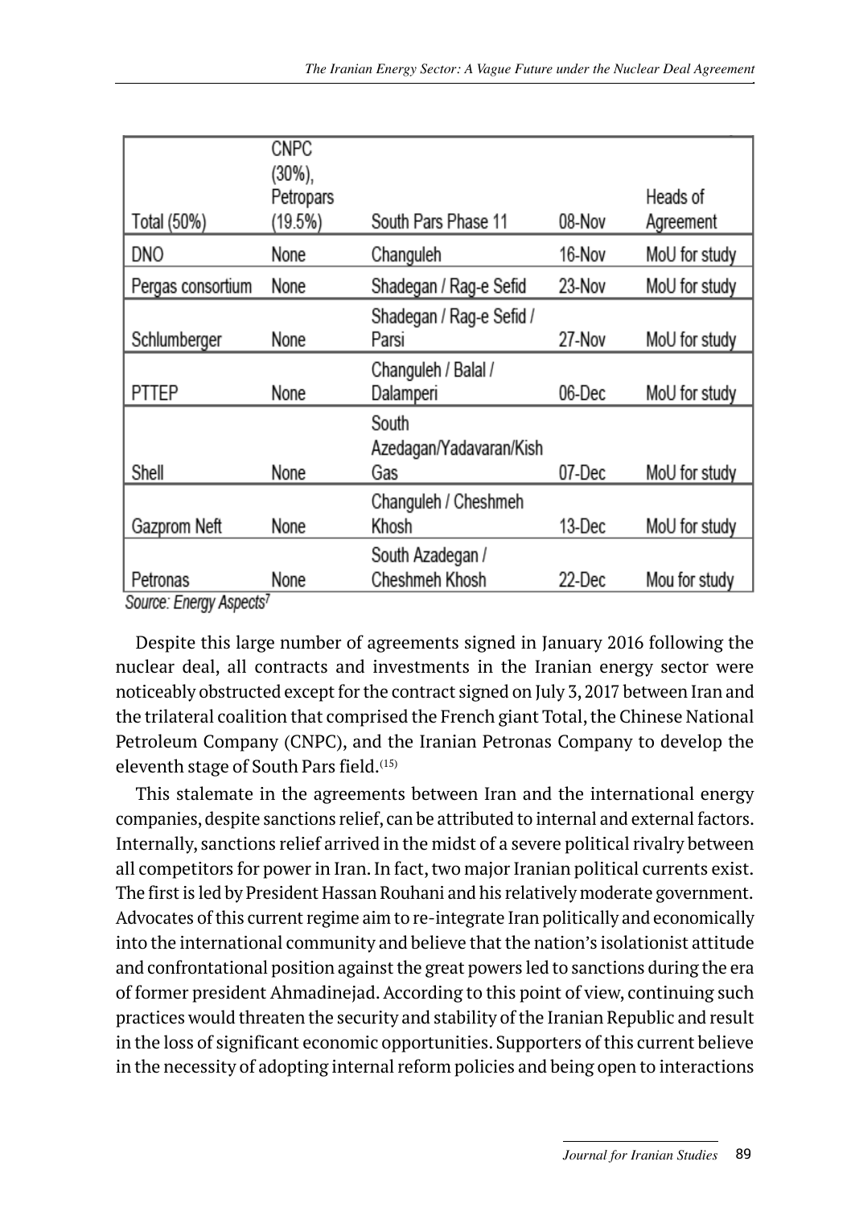| Total (50%) | CNPC (30%), Petropars (19.5%) | South Pars Phase 11 | 08-Nov | Heads of Agreement |
|---|---|---|---|---|
| DNO | None | Changuleh | 16-Nov | MoU for study |
| Pergas consortium | None | Shadegan / Rag-e Sefid | 23-Nov | MoU for study |
| Schlumberger | None | Shadegan / Rag-e Sefid / Parsi | 27-Nov | MoU for study |
| PTTEP | None | Changuleh / Balal / Dalamperi | 06-Dec | MoU for study |
| Shell | None | South Azedagan/Yadavaran/Kish Gas | 07-Dec | MoU for study |
| Gazprom Neft | None | Changuleh / Cheshmeh Khosh | 13-Dec | MoU for study |
| Petronas | None | South Azadegan / Cheshmeh Khosh | 22-Dec | Mou for study |

*Source: Energy Aspects*[7]

Despite this large number of agreements signed in January 2016 following the nuclear deal, all contracts and investments in the Iranian energy sector were noticeably obstructed except for the contract signed on July 3, 2017 between Iran and the trilateral coalition that comprised the French giant Total, the Chinese National Petroleum Company (CNPC), and the Iranian Petronas Company to develop the eleventh stage of South Pars field.[15]

This stalemate in the agreements between Iran and the international energy companies, despite sanctions relief, can be attributed to internal and external factors. Internally, sanctions relief arrived in the midst of a severe political rivalry between all competitors for power in Iran. In fact, two major Iranian political currents exist. The first is led by President Hassan Rouhani and his relatively moderate government. Advocates of this current regime aim to re-integrate Iran politically and economically into the international community and believe that the nation's isolationist attitude and confrontational position against the great powers led to sanctions during the era of former president Ahmadinejad. According to this point of view, continuing such practices would threaten the security and stability of the Iranian Republic and result in the loss of significant economic opportunities. Supporters of this current believe in the necessity of adopting internal reform policies and being open to interactions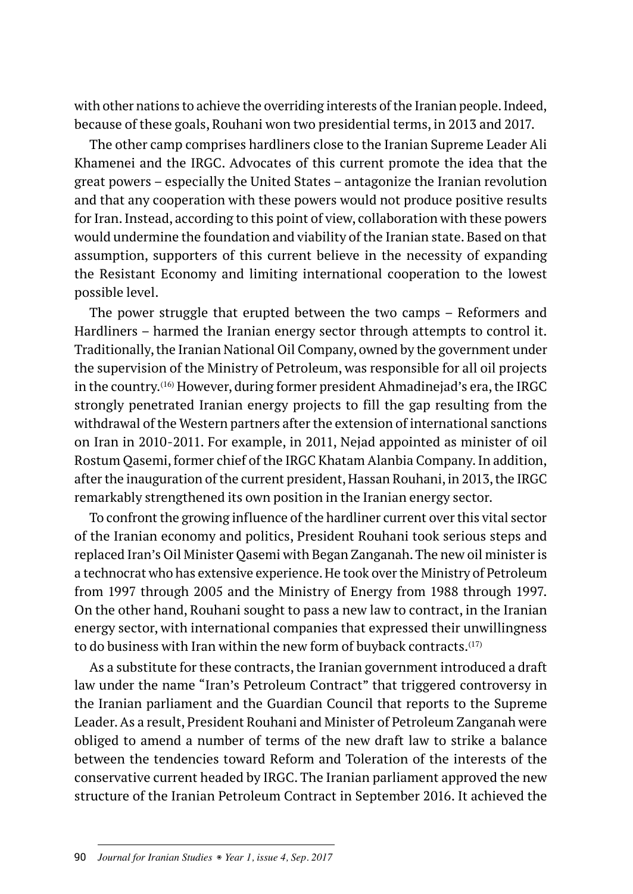with other nations to achieve the overriding interests of the Iranian people. Indeed, because of these goals, Rouhani won two presidential terms, in 2013 and 2017.

The other camp comprises hardliners close to the Iranian Supreme Leader Ali Khamenei and the IRGC. Advocates of this current promote the idea that the great powers – especially the United States – antagonize the Iranian revolution and that any cooperation with these powers would not produce positive results for Iran. Instead, according to this point of view, collaboration with these powers would undermine the foundation and viability of the Iranian state. Based on that assumption, supporters of this current believe in the necessity of expanding the Resistant Economy and limiting international cooperation to the lowest possible level.

The power struggle that erupted between the two camps – Reformers and Hardliners – harmed the Iranian energy sector through attempts to control it. Traditionally, the Iranian National Oil Company, owned by the government under the supervision of the Ministry of Petroleum, was responsible for all oil projects in the country.(16) However, during former president Ahmadinejad's era, the IRGC strongly penetrated Iranian energy projects to fill the gap resulting from the withdrawal of the Western partners after the extension of international sanctions on Iran in 2010-2011. For example, in 2011, Nejad appointed as minister of oil Rostum Qasemi, former chief of the IRGC Khatam Alanbia Company. In addition, after the inauguration of the current president, Hassan Rouhani, in 2013, the IRGC remarkably strengthened its own position in the Iranian energy sector.

To confront the growing influence of the hardliner current over this vital sector of the Iranian economy and politics, President Rouhani took serious steps and replaced Iran's Oil Minister Qasemi with Began Zanganah. The new oil minister is a technocrat who has extensive experience. He took over the Ministry of Petroleum from 1997 through 2005 and the Ministry of Energy from 1988 through 1997. On the other hand, Rouhani sought to pass a new law to contract, in the Iranian energy sector, with international companies that expressed their unwillingness to do business with Iran within the new form of buyback contracts.(17)

As a substitute for these contracts, the Iranian government introduced a draft law under the name "Iran's Petroleum Contract" that triggered controversy in the Iranian parliament and the Guardian Council that reports to the Supreme Leader. As a result, President Rouhani and Minister of Petroleum Zanganah were obliged to amend a number of terms of the new draft law to strike a balance between the tendencies toward Reform and Toleration of the interests of the conservative current headed by IRGC. The Iranian parliament approved the new structure of the Iranian Petroleum Contract in September 2016. It achieved the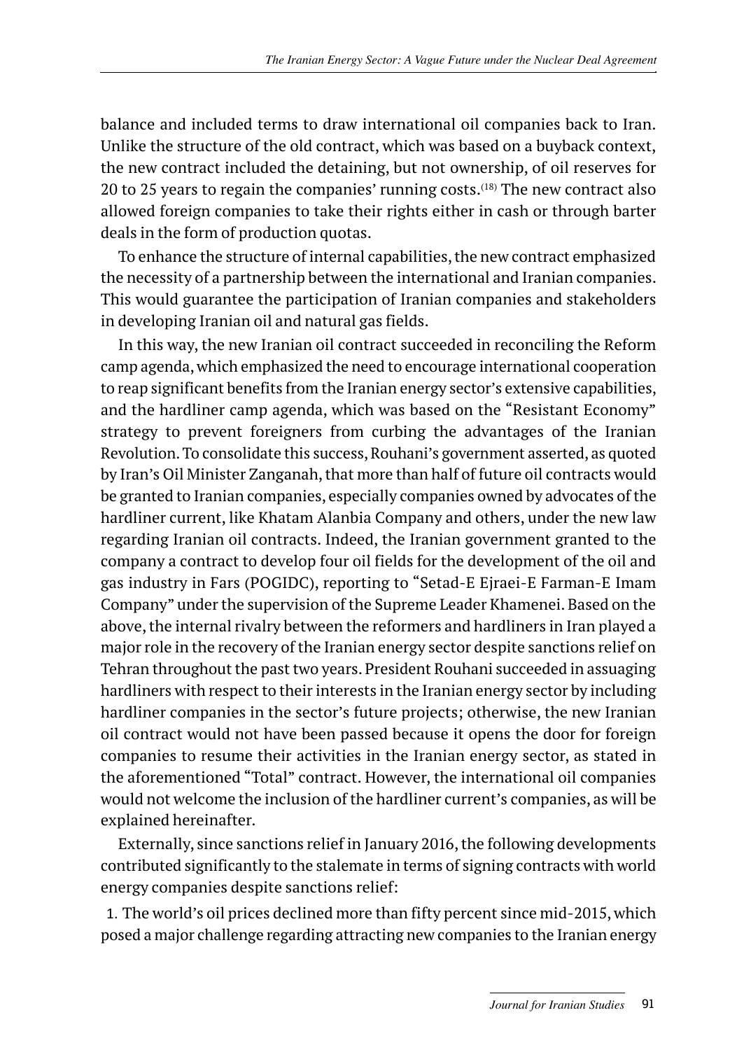balance and included terms to draw international oil companies back to Iran. Unlike the structure of the old contract, which was based on a buyback context, the new contract included the detaining, but not ownership, of oil reserves for 20 to 25 years to regain the companies' running costs.[18] The new contract also allowed foreign companies to take their rights either in cash or through barter deals in the form of production quotas.

To enhance the structure of internal capabilities, the new contract emphasized the necessity of a partnership between the international and Iranian companies. This would guarantee the participation of Iranian companies and stakeholders in developing Iranian oil and natural gas fields.

In this way, the new Iranian oil contract succeeded in reconciling the Reform camp agenda, which emphasized the need to encourage international cooperation to reap significant benefits from the Iranian energy sector's extensive capabilities, and the hardliner camp agenda, which was based on the "Resistant Economy" strategy to prevent foreigners from curbing the advantages of the Iranian Revolution. To consolidate this success, Rouhani's government asserted, as quoted by Iran's Oil Minister Zanganah, that more than half of future oil contracts would be granted to Iranian companies, especially companies owned by advocates of the hardliner current, like Khatam Alanbia Company and others, under the new law regarding Iranian oil contracts. Indeed, the Iranian government granted to the company a contract to develop four oil fields for the development of the oil and gas industry in Fars (POGIDC), reporting to "Setad-E Ejraei-E Farman-E Imam Company" under the supervision of the Supreme Leader Khamenei. Based on the above, the internal rivalry between the reformers and hardliners in Iran played a major role in the recovery of the Iranian energy sector despite sanctions relief on Tehran throughout the past two years. President Rouhani succeeded in assuaging hardliners with respect to their interests in the Iranian energy sector by including hardliner companies in the sector's future projects; otherwise, the new Iranian oil contract would not have been passed because it opens the door for foreign companies to resume their activities in the Iranian energy sector, as stated in the aforementioned "Total" contract. However, the international oil companies would not welcome the inclusion of the hardliner current's companies, as will be explained hereinafter.

Externally, since sanctions relief in January 2016, the following developments contributed significantly to the stalemate in terms of signing contracts with world energy companies despite sanctions relief:

1. The world's oil prices declined more than fifty percent since mid-2015, which posed a major challenge regarding attracting new companies to the Iranian energy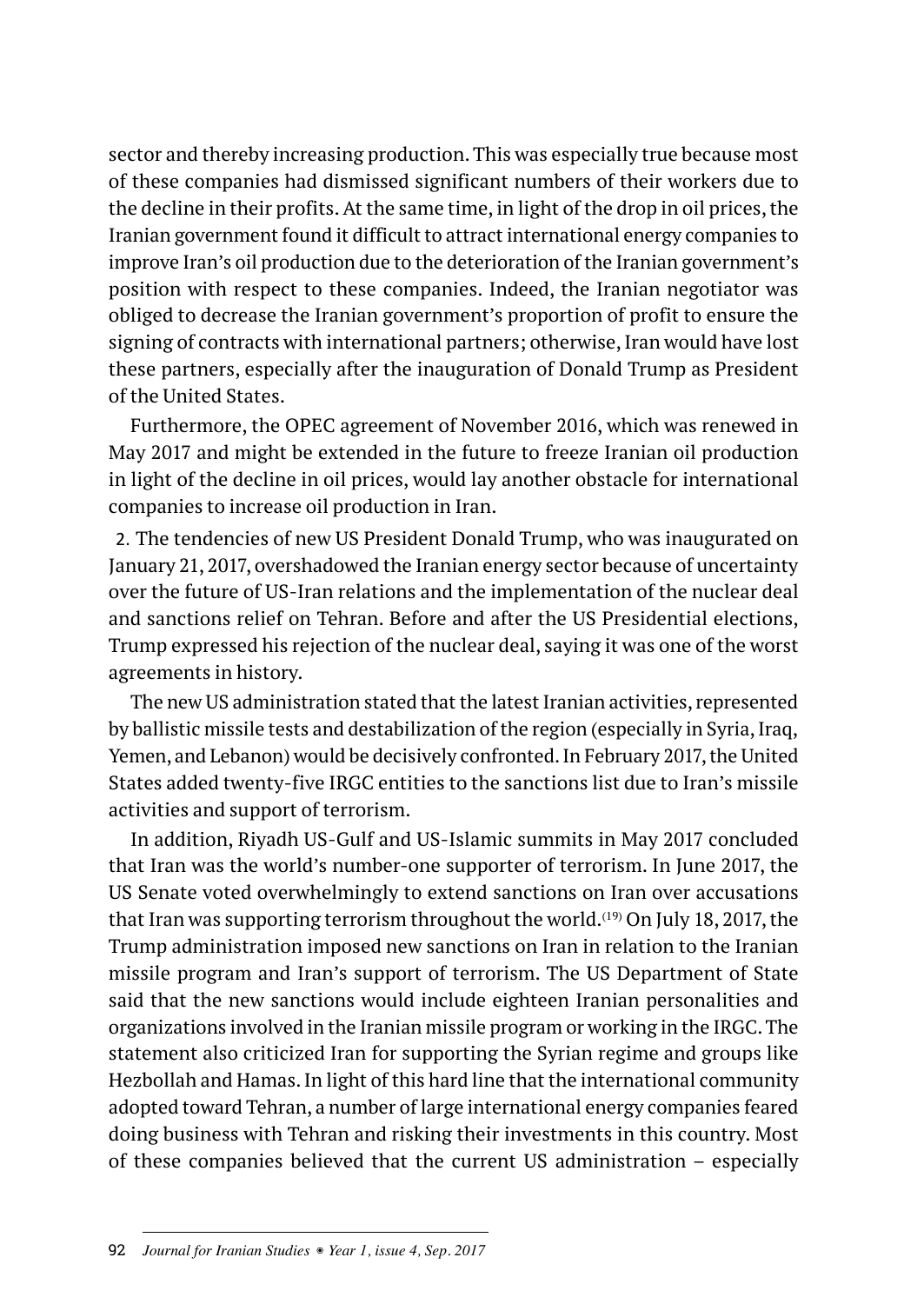sector and thereby increasing production. This was especially true because most of these companies had dismissed significant numbers of their workers due to the decline in their profits. At the same time, in light of the drop in oil prices, the Iranian government found it difficult to attract international energy companies to improve Iran's oil production due to the deterioration of the Iranian government's position with respect to these companies. Indeed, the Iranian negotiator was obliged to decrease the Iranian government's proportion of profit to ensure the signing of contracts with international partners; otherwise, Iran would have lost these partners, especially after the inauguration of Donald Trump as President of the United States.

Furthermore, the OPEC agreement of November 2016, which was renewed in May 2017 and might be extended in the future to freeze Iranian oil production in light of the decline in oil prices, would lay another obstacle for international companies to increase oil production in Iran.

2. The tendencies of new US President Donald Trump, who was inaugurated on January 21, 2017, overshadowed the Iranian energy sector because of uncertainty over the future of US-Iran relations and the implementation of the nuclear deal and sanctions relief on Tehran. Before and after the US Presidential elections, Trump expressed his rejection of the nuclear deal, saying it was one of the worst agreements in history.

The new US administration stated that the latest Iranian activities, represented by ballistic missile tests and destabilization of the region (especially in Syria, Iraq, Yemen, and Lebanon) would be decisively confronted. In February 2017, the United States added twenty-five IRGC entities to the sanctions list due to Iran's missile activities and support of terrorism.

In addition, Riyadh US-Gulf and US-Islamic summits in May 2017 concluded that Iran was the world's number-one supporter of terrorism. In June 2017, the US Senate voted overwhelmingly to extend sanctions on Iran over accusations that Iran was supporting terrorism throughout the world.(19) On July 18, 2017, the Trump administration imposed new sanctions on Iran in relation to the Iranian missile program and Iran's support of terrorism. The US Department of State said that the new sanctions would include eighteen Iranian personalities and organizations involved in the Iranian missile program or working in the IRGC. The statement also criticized Iran for supporting the Syrian regime and groups like Hezbollah and Hamas. In light of this hard line that the international community adopted toward Tehran, a number of large international energy companies feared doing business with Tehran and risking their investments in this country. Most of these companies believed that the current US administration – especially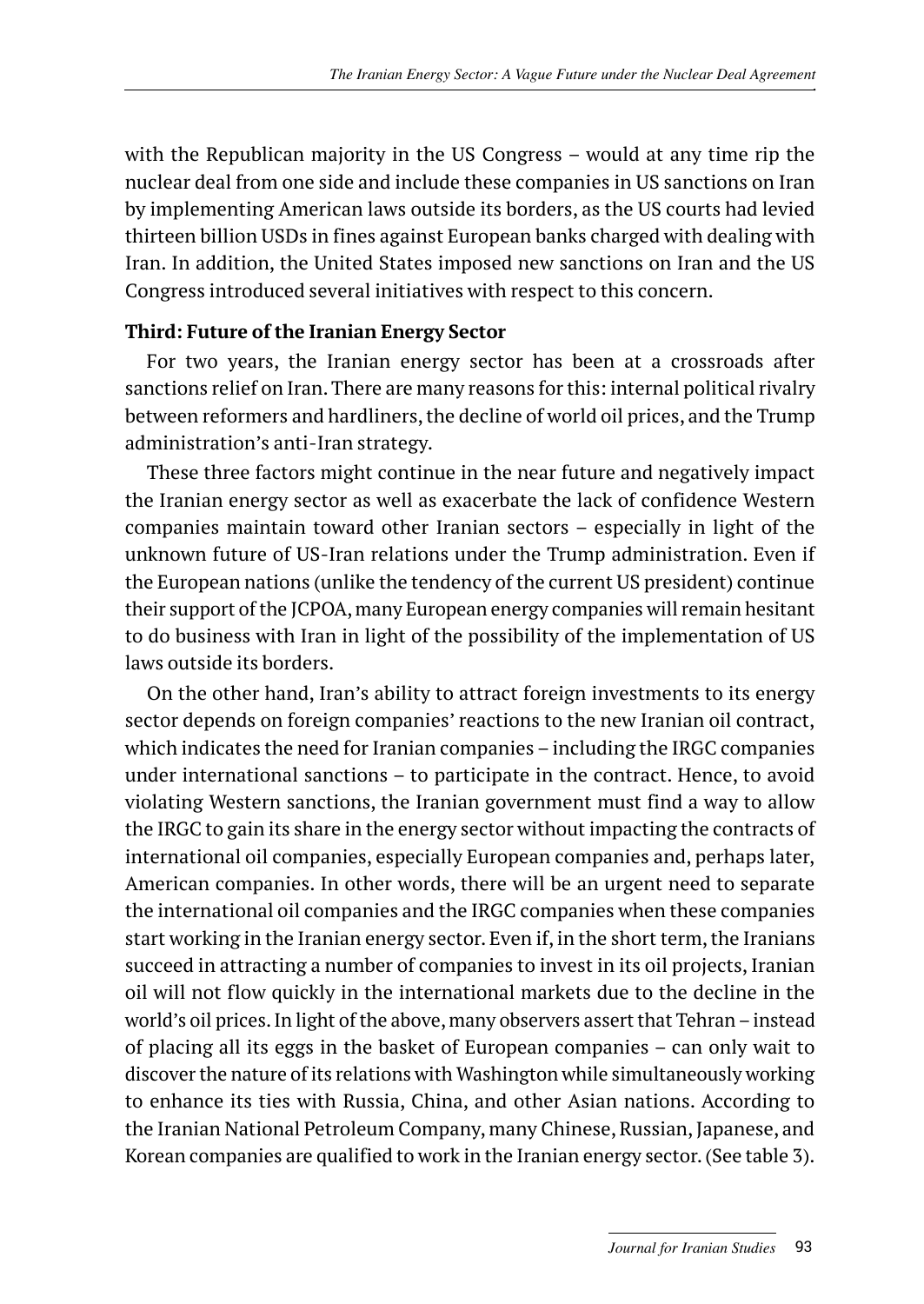with the Republican majority in the US Congress – would at any time rip the nuclear deal from one side and include these companies in US sanctions on Iran by implementing American laws outside its borders, as the US courts had levied thirteen billion USDs in fines against European banks charged with dealing with Iran. In addition, the United States imposed new sanctions on Iran and the US Congress introduced several initiatives with respect to this concern.

**Third: Future of the Iranian Energy Sector**

For two years, the Iranian energy sector has been at a crossroads after sanctions relief on Iran. There are many reasons for this: internal political rivalry between reformers and hardliners, the decline of world oil prices, and the Trump administration's anti-Iran strategy.

These three factors might continue in the near future and negatively impact the Iranian energy sector as well as exacerbate the lack of confidence Western companies maintain toward other Iranian sectors – especially in light of the unknown future of US-Iran relations under the Trump administration. Even if the European nations (unlike the tendency of the current US president) continue their support of the JCPOA, many European energy companies will remain hesitant to do business with Iran in light of the possibility of the implementation of US laws outside its borders.

On the other hand, Iran's ability to attract foreign investments to its energy sector depends on foreign companies' reactions to the new Iranian oil contract, which indicates the need for Iranian companies – including the IRGC companies under international sanctions – to participate in the contract. Hence, to avoid violating Western sanctions, the Iranian government must find a way to allow the IRGC to gain its share in the energy sector without impacting the contracts of international oil companies, especially European companies and, perhaps later, American companies. In other words, there will be an urgent need to separate the international oil companies and the IRGC companies when these companies start working in the Iranian energy sector. Even if, in the short term, the Iranians succeed in attracting a number of companies to invest in its oil projects, Iranian oil will not flow quickly in the international markets due to the decline in the world's oil prices. In light of the above, many observers assert that Tehran – instead of placing all its eggs in the basket of European companies – can only wait to discover the nature of its relations with Washington while simultaneously working to enhance its ties with Russia, China, and other Asian nations. According to the Iranian National Petroleum Company, many Chinese, Russian, Japanese, and Korean companies are qualified to work in the Iranian energy sector. (See table 3).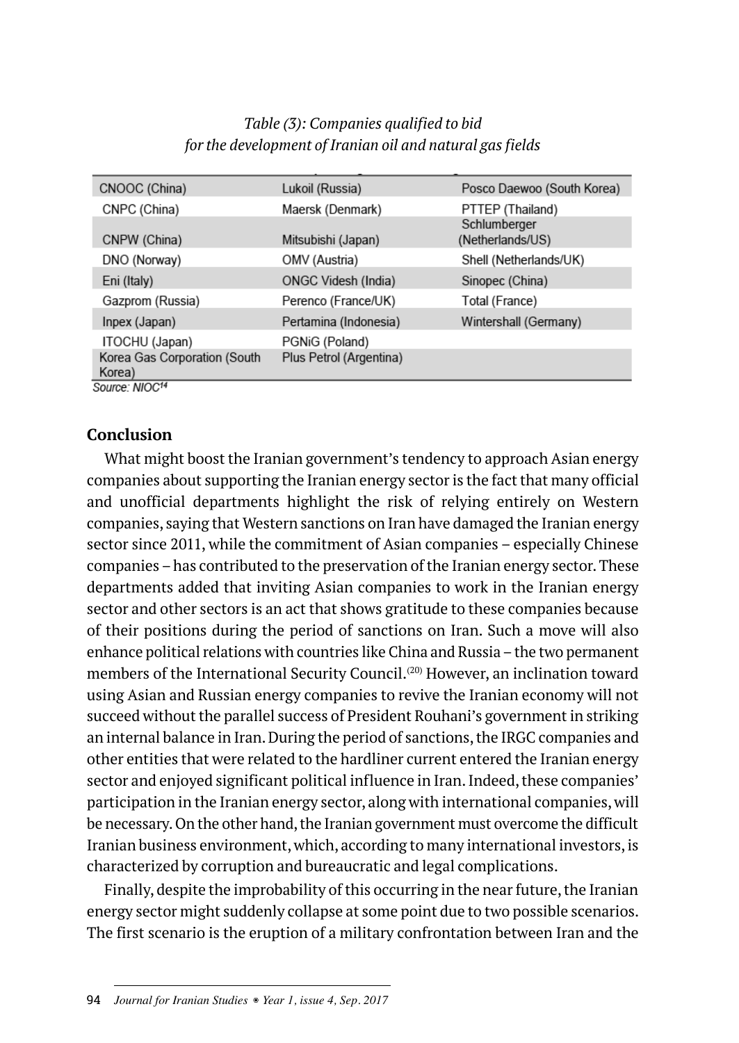*Table (3): Companies qualified to bid for the development of Iranian oil and natural gas fields*

| | | |
|---|---|---|
| CNOOC (China) | Lukoil (Russia) | Posco Daewoo (South Korea) |
| CNPC (China) | Maersk (Denmark) | PTTEP (Thailand) |
| CNPW (China) | Mitsubishi (Japan) | Schlumberger (Netherlands/US) |
| DNO (Norway) | OMV (Austria) | Shell (Netherlands/UK) |
| Eni (Italy) | ONGC Videsh (India) | Sinopec (China) |
| Gazprom (Russia) | Perenco (France/UK) | Total (France) |
| Inpex (Japan) | Pertamina (Indonesia) | Wintershall (Germany) |
| ITOCHU (Japan) | PGNiG (Poland) | |
| Korea Gas Corporation (South Korea) | Plus Petrol (Argentina) | |

Source: NIOC[14]

## Conclusion

What might boost the Iranian government's tendency to approach Asian energy companies about supporting the Iranian energy sector is the fact that many official and unofficial departments highlight the risk of relying entirely on Western companies, saying that Western sanctions on Iran have damaged the Iranian energy sector since 2011, while the commitment of Asian companies – especially Chinese companies – has contributed to the preservation of the Iranian energy sector. These departments added that inviting Asian companies to work in the Iranian energy sector and other sectors is an act that shows gratitude to these companies because of their positions during the period of sanctions on Iran. Such a move will also enhance political relations with countries like China and Russia – the two permanent members of the International Security Council.[20] However, an inclination toward using Asian and Russian energy companies to revive the Iranian economy will not succeed without the parallel success of President Rouhani's government in striking an internal balance in Iran. During the period of sanctions, the IRGC companies and other entities that were related to the hardliner current entered the Iranian energy sector and enjoyed significant political influence in Iran. Indeed, these companies' participation in the Iranian energy sector, along with international companies, will be necessary. On the other hand, the Iranian government must overcome the difficult Iranian business environment, which, according to many international investors, is characterized by corruption and bureaucratic and legal complications.

Finally, despite the improbability of this occurring in the near future, the Iranian energy sector might suddenly collapse at some point due to two possible scenarios. The first scenario is the eruption of a military confrontation between Iran and the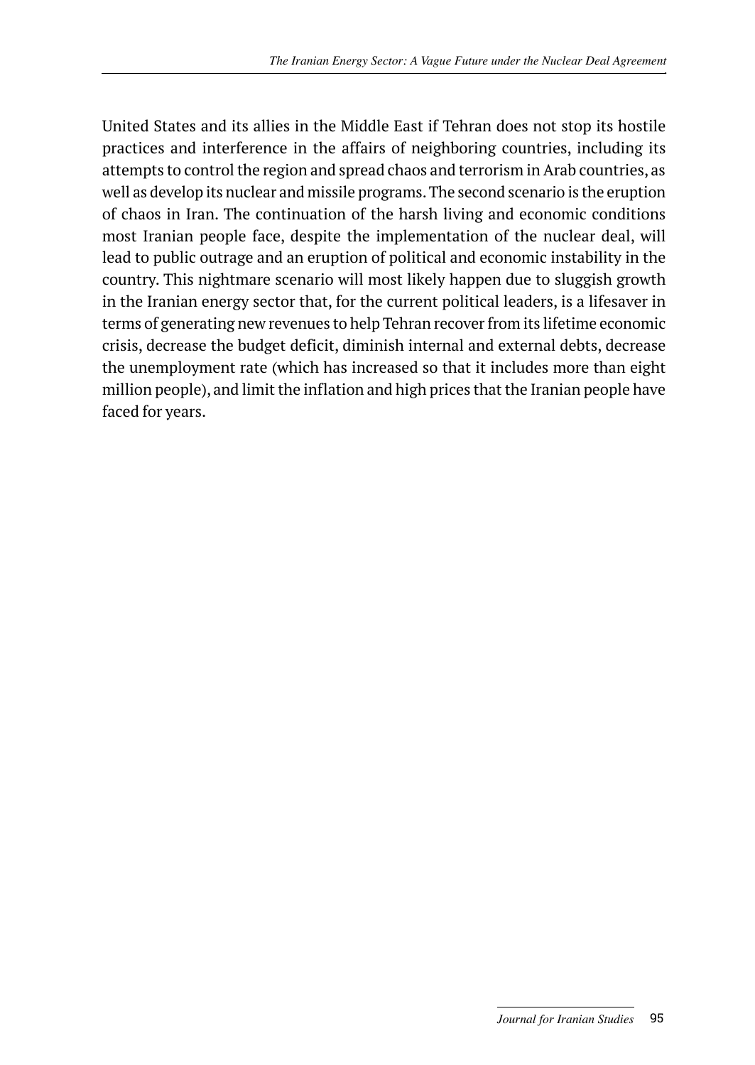United States and its allies in the Middle East if Tehran does not stop its hostile practices and interference in the affairs of neighboring countries, including its attempts to control the region and spread chaos and terrorism in Arab countries, as well as develop its nuclear and missile programs. The second scenario is the eruption of chaos in Iran. The continuation of the harsh living and economic conditions most Iranian people face, despite the implementation of the nuclear deal, will lead to public outrage and an eruption of political and economic instability in the country. This nightmare scenario will most likely happen due to sluggish growth in the Iranian energy sector that, for the current political leaders, is a lifesaver in terms of generating new revenues to help Tehran recover from its lifetime economic crisis, decrease the budget deficit, diminish internal and external debts, decrease the unemployment rate (which has increased so that it includes more than eight million people), and limit the inflation and high prices that the Iranian people have faced for years.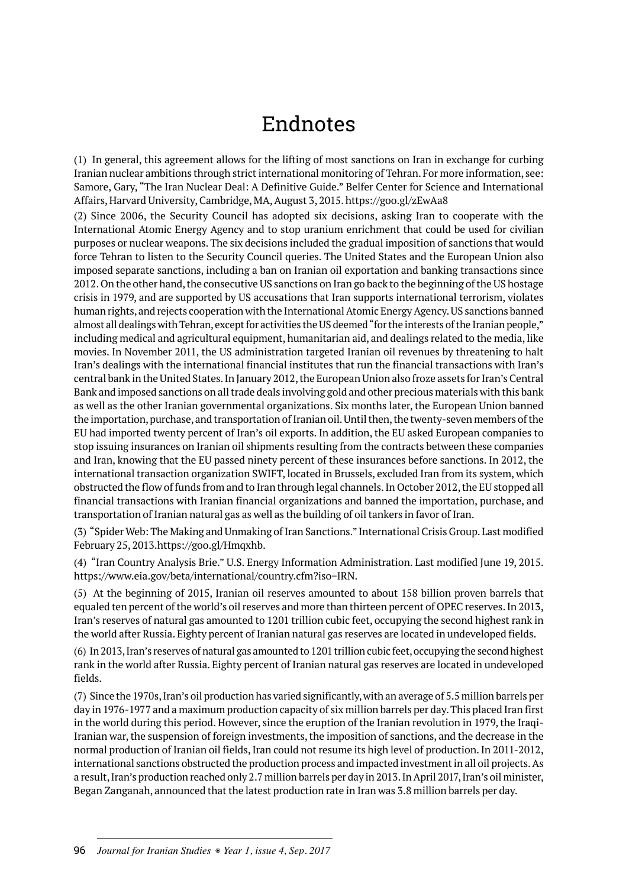# Endnotes

(1) In general, this agreement allows for the lifting of most sanctions on Iran in exchange for curbing Iranian nuclear ambitions through strict international monitoring of Tehran. For more information, see: Samore, Gary, "The Iran Nuclear Deal: A Definitive Guide." Belfer Center for Science and International Affairs, Harvard University, Cambridge, MA, August 3, 2015. https://goo.gl/zEwAa8

(2) Since 2006, the Security Council has adopted six decisions, asking Iran to cooperate with the International Atomic Energy Agency and to stop uranium enrichment that could be used for civilian purposes or nuclear weapons. The six decisions included the gradual imposition of sanctions that would force Tehran to listen to the Security Council queries. The United States and the European Union also imposed separate sanctions, including a ban on Iranian oil exportation and banking transactions since 2012. On the other hand, the consecutive US sanctions on Iran go back to the beginning of the US hostage crisis in 1979, and are supported by US accusations that Iran supports international terrorism, violates human rights, and rejects cooperation with the International Atomic Energy Agency. US sanctions banned almost all dealings with Tehran, except for activities the US deemed "for the interests of the Iranian people," including medical and agricultural equipment, humanitarian aid, and dealings related to the media, like movies. In November 2011, the US administration targeted Iranian oil revenues by threatening to halt Iran's dealings with the international financial institutes that run the financial transactions with Iran's central bank in the United States. In January 2012, the European Union also froze assets for Iran's Central Bank and imposed sanctions on all trade deals involving gold and other precious materials with this bank as well as the other Iranian governmental organizations. Six months later, the European Union banned the importation, purchase, and transportation of Iranian oil. Until then, the twenty-seven members of the EU had imported twenty percent of Iran's oil exports. In addition, the EU asked European companies to stop issuing insurances on Iranian oil shipments resulting from the contracts between these companies and Iran, knowing that the EU passed ninety percent of these insurances before sanctions. In 2012, the international transaction organization SWIFT, located in Brussels, excluded Iran from its system, which obstructed the flow of funds from and to Iran through legal channels. In October 2012, the EU stopped all financial transactions with Iranian financial organizations and banned the importation, purchase, and transportation of Iranian natural gas as well as the building of oil tankers in favor of Iran.

(3) "Spider Web: The Making and Unmaking of Iran Sanctions." International Crisis Group. Last modified February 25, 2013.https://goo.gl/Hmqxhb.

(4) "Iran Country Analysis Brie." U.S. Energy Information Administration. Last modified June 19, 2015. https://www.eia.gov/beta/international/country.cfm?iso=IRN.

(5) At the beginning of 2015, Iranian oil reserves amounted to about 158 billion proven barrels that equaled ten percent of the world's oil reserves and more than thirteen percent of OPEC reserves. In 2013, Iran's reserves of natural gas amounted to 1201 trillion cubic feet, occupying the second highest rank in the world after Russia. Eighty percent of Iranian natural gas reserves are located in undeveloped fields.

(6) In 2013, Iran's reserves of natural gas amounted to 1201 trillion cubic feet, occupying the second highest rank in the world after Russia. Eighty percent of Iranian natural gas reserves are located in undeveloped fields.

(7) Since the 1970s, Iran's oil production has varied significantly, with an average of 5.5 million barrels per day in 1976-1977 and a maximum production capacity of six million barrels per day. This placed Iran first in the world during this period. However, since the eruption of the Iranian revolution in 1979, the Iraqi-Iranian war, the suspension of foreign investments, the imposition of sanctions, and the decrease in the normal production of Iranian oil fields, Iran could not resume its high level of production. In 2011-2012, international sanctions obstructed the production process and impacted investment in all oil projects. As a result, Iran's production reached only 2.7 million barrels per day in 2013. In April 2017, Iran's oil minister, Began Zanganah, announced that the latest production rate in Iran was 3.8 million barrels per day.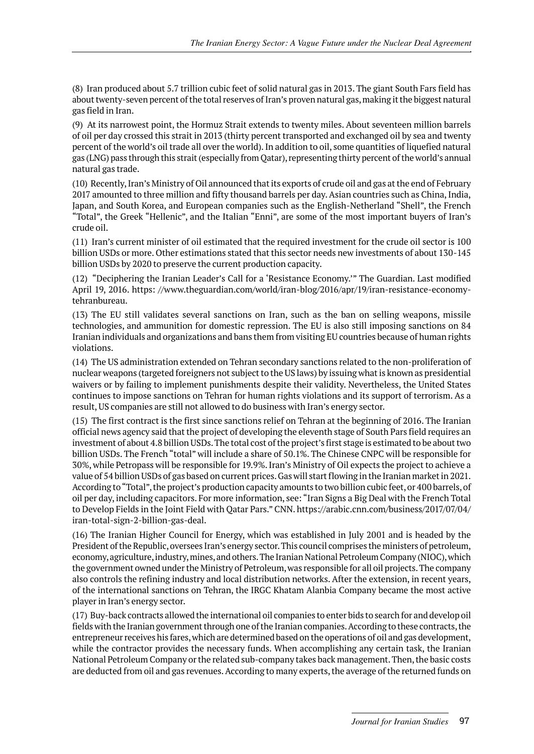(8) Iran produced about 5.7 trillion cubic feet of solid natural gas in 2013. The giant South Fars field has about twenty-seven percent of the total reserves of Iran's proven natural gas, making it the biggest natural gas field in Iran.

(9) At its narrowest point, the Hormuz Strait extends to twenty miles. About seventeen million barrels of oil per day crossed this strait in 2013 (thirty percent transported and exchanged oil by sea and twenty percent of the world's oil trade all over the world). In addition to oil, some quantities of liquefied natural gas (LNG) pass through this strait (especially from Qatar), representing thirty percent of the world's annual natural gas trade.

(10) Recently, Iran's Ministry of Oil announced that its exports of crude oil and gas at the end of February 2017 amounted to three million and fifty thousand barrels per day. Asian countries such as China, India, Japan, and South Korea, and European companies such as the English-Netherland "Shell", the French "Total", the Greek "Hellenic", and the Italian "Enni", are some of the most important buyers of Iran's crude oil.

(11) Iran's current minister of oil estimated that the required investment for the crude oil sector is 100 billion USDs or more. Other estimations stated that this sector needs new investments of about 130-145 billion USDs by 2020 to preserve the current production capacity.

(12) "Deciphering the Iranian Leader's Call for a 'Resistance Economy.'" The Guardian. Last modified April 19, 2016. https: //www.theguardian.com/world/iran-blog/2016/apr/19/iran-resistance-economy-tehranbureau.

(13) The EU still validates several sanctions on Iran, such as the ban on selling weapons, missile technologies, and ammunition for domestic repression. The EU is also still imposing sanctions on 84 Iranian individuals and organizations and bans them from visiting EU countries because of human rights violations.

(14) The US administration extended on Tehran secondary sanctions related to the non-proliferation of nuclear weapons (targeted foreigners not subject to the US laws) by issuing what is known as presidential waivers or by failing to implement punishments despite their validity. Nevertheless, the United States continues to impose sanctions on Tehran for human rights violations and its support of terrorism. As a result, US companies are still not allowed to do business with Iran's energy sector.

(15) The first contract is the first since sanctions relief on Tehran at the beginning of 2016. The Iranian official news agency said that the project of developing the eleventh stage of South Pars field requires an investment of about 4.8 billion USDs. The total cost of the project's first stage is estimated to be about two billion USDs. The French "total" will include a share of 50.1%. The Chinese CNPC will be responsible for 30%, while Petropass will be responsible for 19.9%. Iran's Ministry of Oil expects the project to achieve a value of 54 billion USDs of gas based on current prices. Gas will start flowing in the Iranian market in 2021. According to "Total", the project's production capacity amounts to two billion cubic feet, or 400 barrels, of oil per day, including capacitors. For more information, see: "Iran Signs a Big Deal with the French Total to Develop Fields in the Joint Field with Qatar Pars." CNN. https://arabic.cnn.com/business/2017/07/04/iran-total-sign-2-billion-gas-deal.

(16) The Iranian Higher Council for Energy, which was established in July 2001 and is headed by the President of the Republic, oversees Iran's energy sector. This council comprises the ministers of petroleum, economy, agriculture, industry, mines, and others. The Iranian National Petroleum Company (NIOC), which the government owned under the Ministry of Petroleum, was responsible for all oil projects. The company also controls the refining industry and local distribution networks. After the extension, in recent years, of the international sanctions on Tehran, the IRGC Khatam Alanbia Company became the most active player in Iran's energy sector.

(17) Buy-back contracts allowed the international oil companies to enter bids to search for and develop oil fields with the Iranian government through one of the Iranian companies. According to these contracts, the entrepreneur receives his fares, which are determined based on the operations of oil and gas development, while the contractor provides the necessary funds. When accomplishing any certain task, the Iranian National Petroleum Company or the related sub-company takes back management. Then, the basic costs are deducted from oil and gas revenues. According to many experts, the average of the returned funds on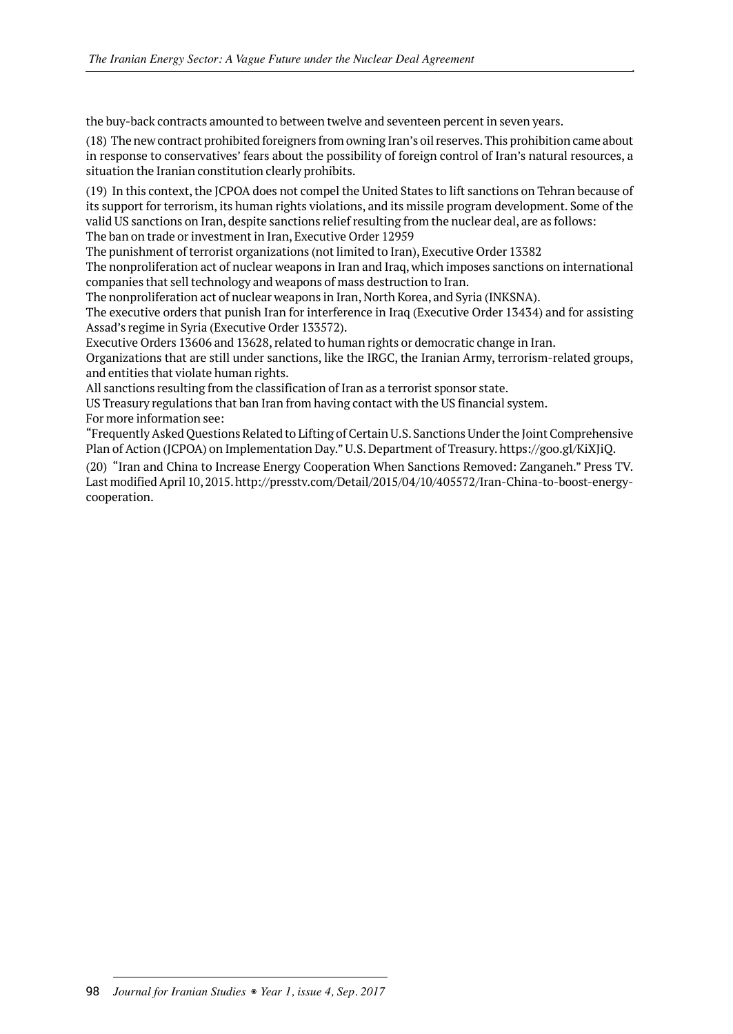the buy-back contracts amounted to between twelve and seventeen percent in seven years.

(18) The new contract prohibited foreigners from owning Iran's oil reserves. This prohibition came about in response to conservatives' fears about the possibility of foreign control of Iran's natural resources, a situation the Iranian constitution clearly prohibits.

(19) In this context, the JCPOA does not compel the United States to lift sanctions on Tehran because of its support for terrorism, its human rights violations, and its missile program development. Some of the valid US sanctions on Iran, despite sanctions relief resulting from the nuclear deal, are as follows:
The ban on trade or investment in Iran, Executive Order 12959
The punishment of terrorist organizations (not limited to Iran), Executive Order 13382
The nonproliferation act of nuclear weapons in Iran and Iraq, which imposes sanctions on international companies that sell technology and weapons of mass destruction to Iran.
The nonproliferation act of nuclear weapons in Iran, North Korea, and Syria (INKSNA).
The executive orders that punish Iran for interference in Iraq (Executive Order 13434) and for assisting Assad's regime in Syria (Executive Order 133572).
Executive Orders 13606 and 13628, related to human rights or democratic change in Iran.
Organizations that are still under sanctions, like the IRGC, the Iranian Army, terrorism-related groups, and entities that violate human rights.
All sanctions resulting from the classification of Iran as a terrorist sponsor state.
US Treasury regulations that ban Iran from having contact with the US financial system.
For more information see:
"Frequently Asked Questions Related to Lifting of Certain U.S. Sanctions Under the Joint Comprehensive Plan of Action (JCPOA) on Implementation Day." U.S. Department of Treasury. https://goo.gl/KiXJiQ.

(20) "Iran and China to Increase Energy Cooperation When Sanctions Removed: Zanganeh." Press TV. Last modified April 10, 2015. http://presstv.com/Detail/2015/04/10/405572/Iran-China-to-boost-energy-cooperation.